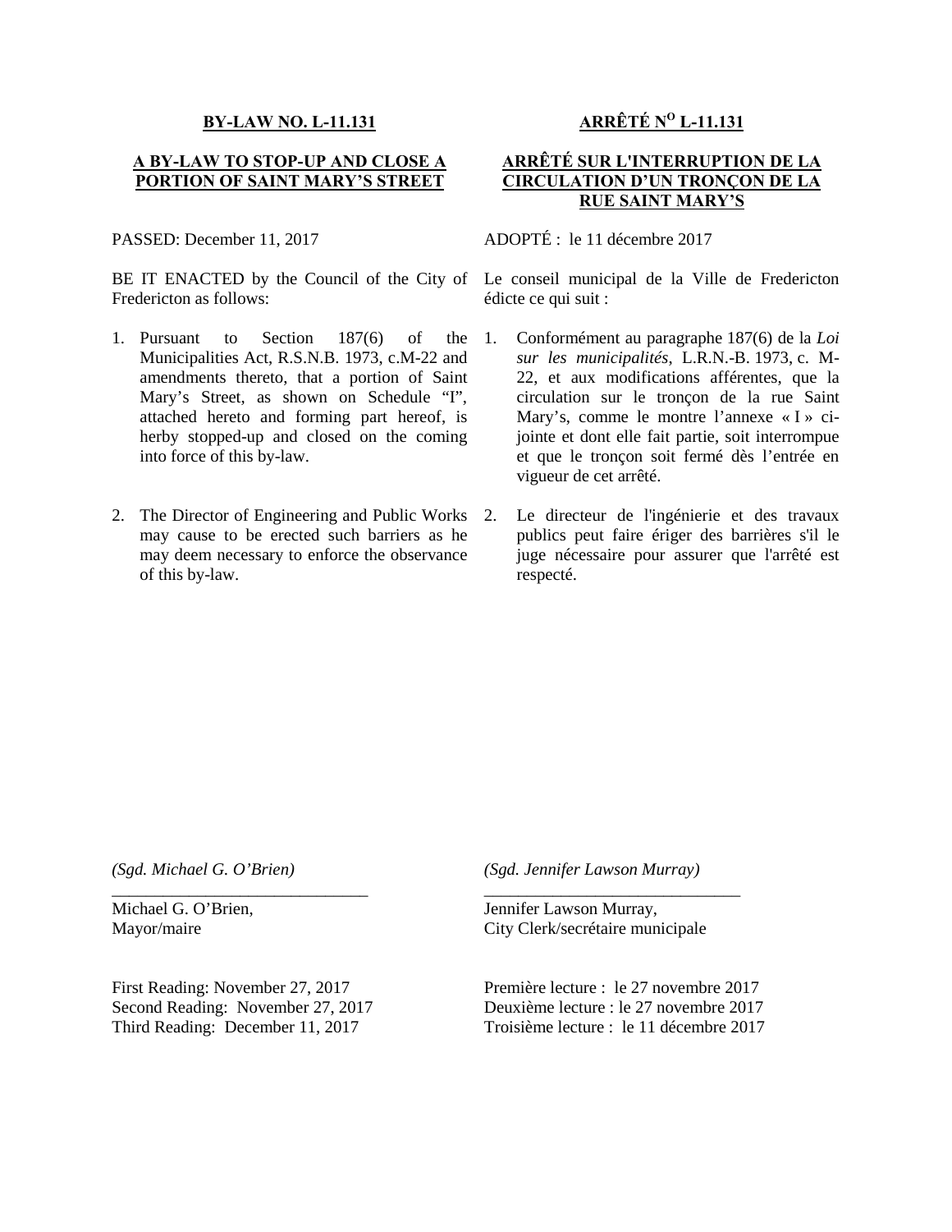**BY-LAW NO. L-11.131**

**A BY-LAW TO STOP-UP AND CLOSE A PORTION OF SAINT MARY'S STREET**

PASSED: December 11, 2017

BE IT ENACTED by the Council of the City of Fredericton as follows:

1. Pursuant to Section 187(6) of the Municipalities Act, R.S.N.B. 1973, c.M-22 and amendments thereto, that a portion of Saint Mary's Street, as shown on Schedule "I", attached hereto and forming part hereof, is herby stopped-up and closed on the coming into force of this by-law.

2. The Director of Engineering and Public Works may cause to be erected such barriers as he may deem necessary to enforce the observance of this by-law.

**ARRÊTÉ N^O L-11.131**

**ARRÊTÉ SUR L'INTERRUPTION DE LA CIRCULATION D'UN TRONÇON DE LA RUE SAINT MARY'S**

ADOPTÉ : le 11 décembre 2017

Le conseil municipal de la Ville de Fredericton édicte ce qui suit :

1. Conformément au paragraphe 187(6) de la *Loi sur les municipalités*, L.R.N.-B. 1973, c. M-22, et aux modifications afférentes, que la circulation sur le tronçon de la rue Saint Mary's, comme le montre l'annexe « I » ci-jointe et dont elle fait partie, soit interrompue et que le tronçon soit fermé dès l'entrée en vigueur de cet arrêté.

2. Le directeur de l'ingénierie et des travaux publics peut faire ériger des barrières s'il le juge nécessaire pour assurer que l'arrêté est respecté.

*(Sgd. Michael G. O'Brien)*

______________________________

Michael G. O'Brien,
Mayor/maire

*(Sgd. Jennifer Lawson Murray)*

______________________________

Jennifer Lawson Murray,
City Clerk/secrétaire municipale

First Reading: November 27, 2017
Second Reading: November 27, 2017
Third Reading: December 11, 2017

Première lecture : le 27 novembre 2017
Deuxième lecture : le 27 novembre 2017
Troisième lecture : le 11 décembre 2017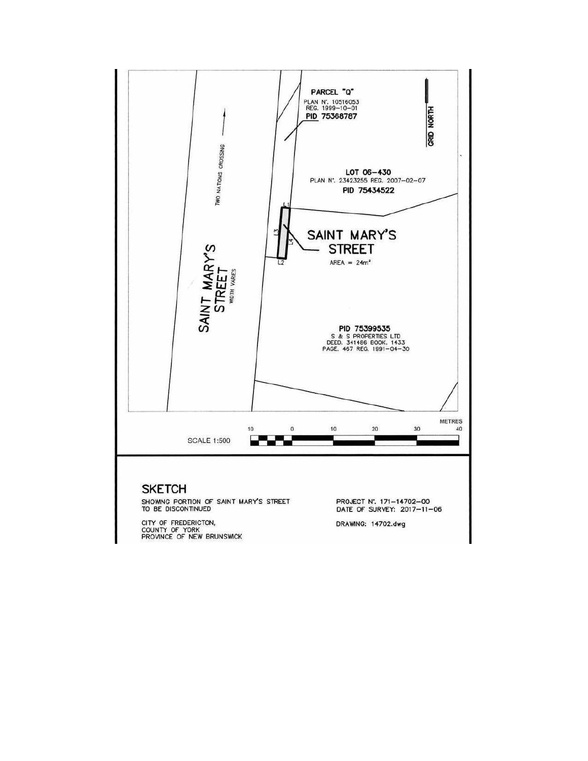PARCEL "Q"
PLAN N°. 10516053
REG. 1999-10-01
**PID 75368787**

GRID NORTH

TWO NATIONS CROSSING

LOT 06-430
PLAN N°. 23423255 REG. 2007-02-07
PID 75434522

L1
L3
L4
L2

SAINT MARY'S STREET
AREA = 24m²

SAINT MARY'S STREET
WIDTH VARIES

PID 75399535
S & S PROPERTIES LTD
DEED. 341486 BOOK. 1433
PAGE. 467 REG. 1991-04-30

SCALE 1:500

10 0 10 20 30 40
METRES

## SKETCH

SHOWING PORTION OF SAINT MARY'S STREET TO BE DISCONTINUED

CITY OF FREDERICTON,
COUNTY OF YORK
PROVINCE OF NEW BRUNSWICK

PROJECT N°. 171-14702-00
DATE OF SURVEY: 2017-11-06

DRAWING: 14702.dwg